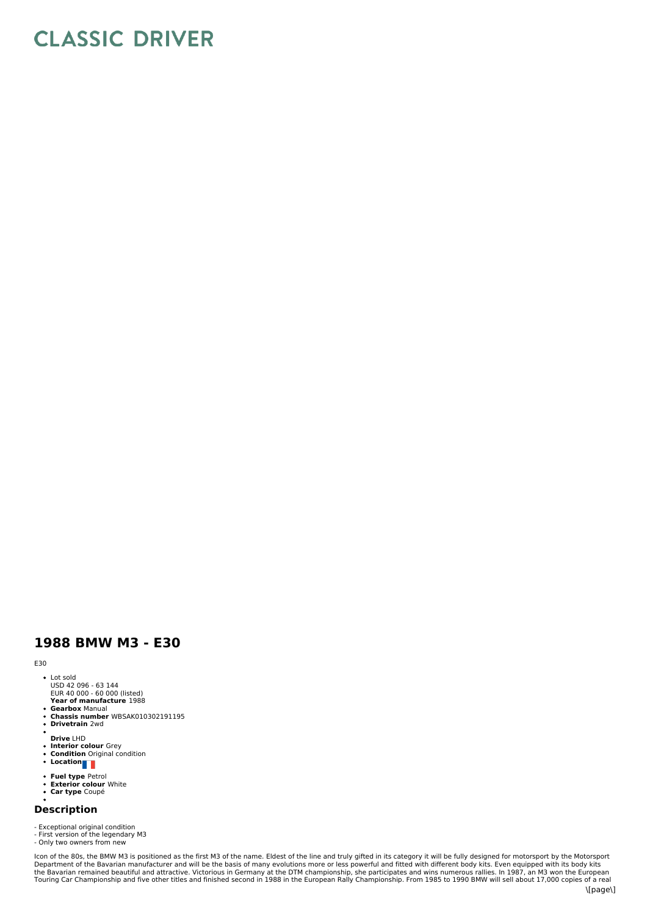# CLASSIC DRIVER

## 1988 BMW M3 - E30

E30

- Lot sold
  USD 42 096 - 63 144
  EUR 40 000 - 60 000 (listed)
  **Year of manufacture** 1988
- **Gearbox** Manual
- **Chassis number** WBSAK010302191195
- **Drivetrain** 2wd
- 
  **Drive** LHD
- **Interior colour** Grey
- **Condition** Original condition
- **Location**
- **Fuel type** Petrol
- **Exterior colour** White
- **Car type** Coupé
- 

### Description

- Exceptional original condition
- First version of the legendary M3
- Only two owners from new

Icon of the 80s, the BMW M3 is positioned as the first M3 of the name. Eldest of the line and truly gifted in its category it will be fully designed for motorsport by the Motorsport Department of the Bavarian manufacturer and will be the basis of many evolutions more or less powerful and fitted with different body kits. Even equipped with its body kits the Bavarian remained beautiful and attractive. Victorious in Germany at the DTM championship, she participates and wins numerous rallies. In 1987, an M3 won the European Touring Car Championship and five other titles and finished second in 1988 in the European Rally Championship. From 1985 to 1990 BMW will sell about 17,000 copies of a real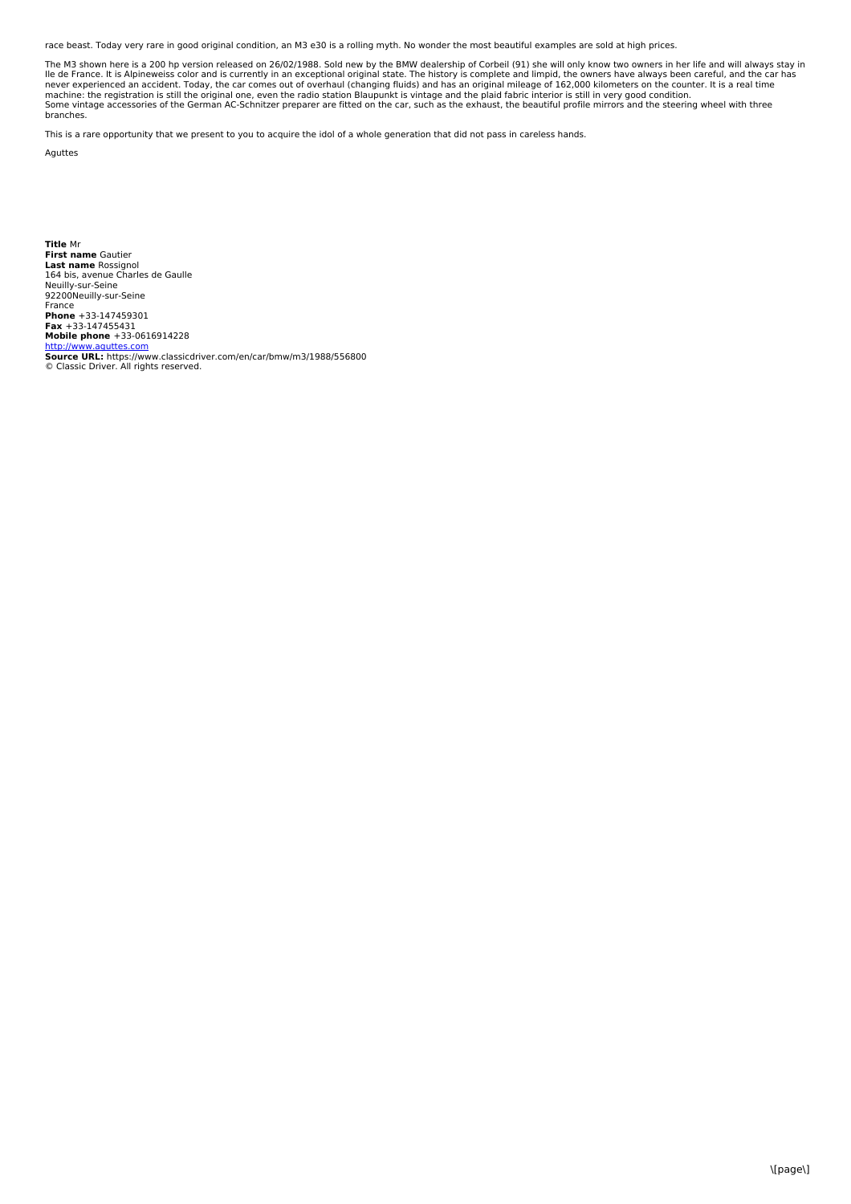race beast. Today very rare in good original condition, an M3 e30 is a rolling myth. No wonder the most beautiful examples are sold at high prices.

The M3 shown here is a 200 hp version released on 26/02/1988. Sold new by the BMW dealership of Corbeil (91) she will only know two owners in her life and will always stay in Ile de France. It is Alpineweiss color and is currently in an exceptional original state. The history is complete and limpid, the owners have always been careful, and the car has never experienced an accident. Today, the car comes out of overhaul (changing fluids) and has an original mileage of 162,000 kilometers on the counter. It is a real time machine: the registration is still the original one, even the radio station Blaupunkt is vintage and the plaid fabric interior is still in very good condition.
Some vintage accessories of the German AC-Schnitzer preparer are fitted on the car, such as the exhaust, the beautiful profile mirrors and the steering wheel with three branches.

This is a rare opportunity that we present to you to acquire the idol of a whole generation that did not pass in careless hands.

Aguttes

**Title** Mr
**First name** Gautier
**Last name** Rossignol
164 bis, avenue Charles de Gaulle
Neuilly-sur-Seine
92200Neuilly-sur-Seine
France
**Phone** +33-147459301
**Fax** +33-147455431
**Mobile phone** +33-0616914228
http://www.aguttes.com
**Source URL:** https://www.classicdriver.com/en/car/bmw/m3/1988/556800
© Classic Driver. All rights reserved.